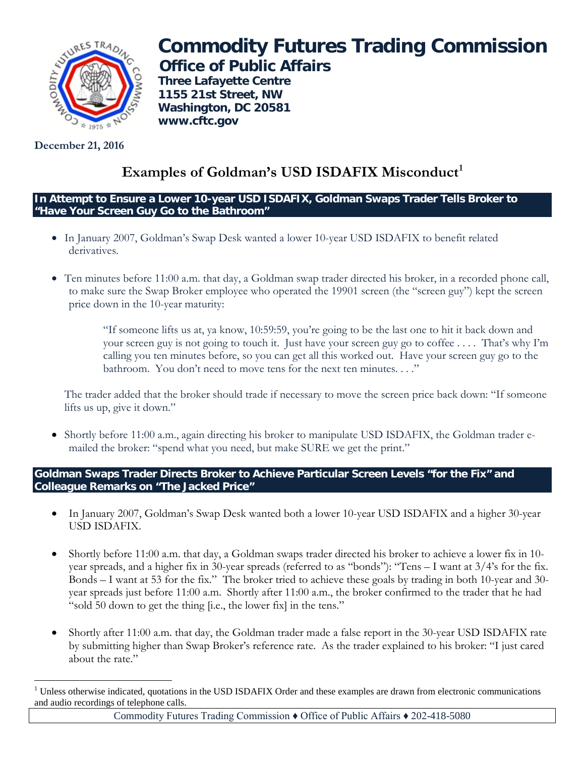# Commodity Futures Trading Commission

## Office of Public Affairs

**Three Lafayette Centre**
**1155 21st Street, NW**
**Washington, DC 20581**
**www.cftc.gov**

**December 21, 2016**

# Examples of Goldman's USD ISDAFIX Misconduct[1]

### In Attempt to Ensure a Lower 10-year USD ISDAFIX, Goldman Swaps Trader Tells Broker to "Have Your Screen Guy Go to the Bathroom"

- In January 2007, Goldman's Swap Desk wanted a lower 10-year USD ISDAFIX to benefit related derivatives.

- Ten minutes before 11:00 a.m. that day, a Goldman swap trader directed his broker, in a recorded phone call, to make sure the Swap Broker employee who operated the 19901 screen (the "screen guy") kept the screen price down in the 10-year maturity:

  > "If someone lifts us at, ya know, 10:59:59, you're going to be the last one to hit it back down and your screen guy is not going to touch it. Just have your screen guy go to coffee . . . . That's why I'm calling you ten minutes before, so you can get all this worked out. Have your screen guy go to the bathroom. You don't need to move tens for the next ten minutes. . . ."

  The trader added that the broker should trade if necessary to move the screen price back down: "If someone lifts us up, give it down."

- Shortly before 11:00 a.m., again directing his broker to manipulate USD ISDAFIX, the Goldman trader e-mailed the broker: "spend what you need, but make SURE we get the print."

### Goldman Swaps Trader Directs Broker to Achieve Particular Screen Levels "for the Fix" and Colleague Remarks on "The Jacked Price"

- In January 2007, Goldman's Swap Desk wanted both a lower 10-year USD ISDAFIX and a higher 30-year USD ISDAFIX.

- Shortly before 11:00 a.m. that day, a Goldman swaps trader directed his broker to achieve a lower fix in 10-year spreads, and a higher fix in 30-year spreads (referred to as "bonds"): "Tens – I want at 3/4's for the fix. Bonds – I want at 53 for the fix." The broker tried to achieve these goals by trading in both 10-year and 30-year spreads just before 11:00 a.m. Shortly after 11:00 a.m., the broker confirmed to the trader that he had "sold 50 down to get the thing [i.e., the lower fix] in the tens."

- Shortly after 11:00 a.m. that day, the Goldman trader made a false report in the 30-year USD ISDAFIX rate by submitting higher than Swap Broker's reference rate. As the trader explained to his broker: "I just cared about the rate."

---

[1] Unless otherwise indicated, quotations in the USD ISDAFIX Order and these examples are drawn from electronic communications and audio recordings of telephone calls.

Commodity Futures Trading Commission ♦ Office of Public Affairs ♦ 202-418-5080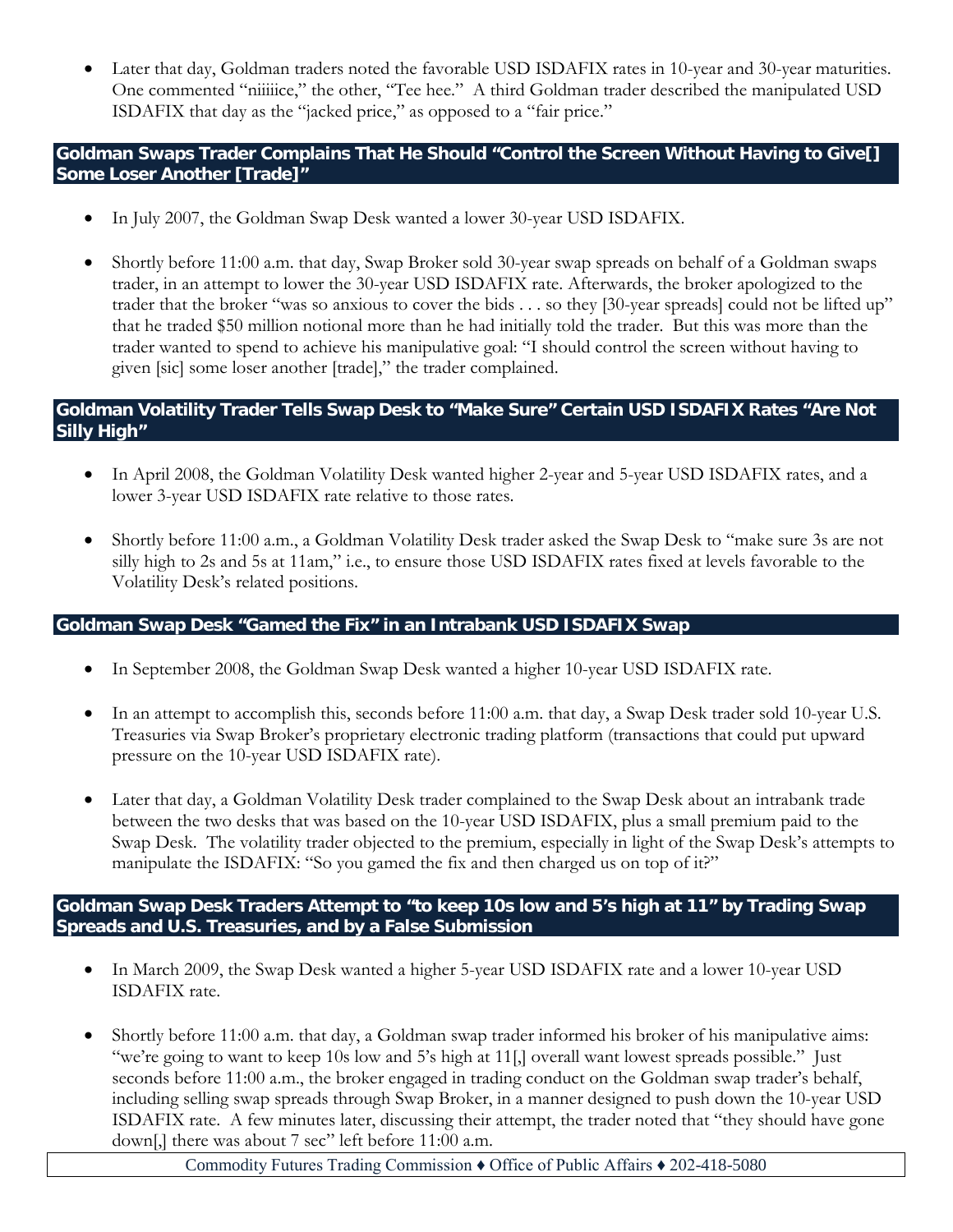- Later that day, Goldman traders noted the favorable USD ISDAFIX rates in 10-year and 30-year maturities. One commented "niiiiice," the other, "Tee hee." A third Goldman trader described the manipulated USD ISDAFIX that day as the "jacked price," as opposed to a "fair price."

## Goldman Swaps Trader Complains That He Should "Control the Screen Without Having to Give[] Some Loser Another [Trade]"

- In July 2007, the Goldman Swap Desk wanted a lower 30-year USD ISDAFIX.
- Shortly before 11:00 a.m. that day, Swap Broker sold 30-year swap spreads on behalf of a Goldman swaps trader, in an attempt to lower the 30-year USD ISDAFIX rate. Afterwards, the broker apologized to the trader that the broker "was so anxious to cover the bids . . . so they [30-year spreads] could not be lifted up" that he traded $50 million notional more than he had initially told the trader. But this was more than the trader wanted to spend to achieve his manipulative goal: "I should control the screen without having to given [sic] some loser another [trade]," the trader complained.

## Goldman Volatility Trader Tells Swap Desk to "Make Sure" Certain USD ISDAFIX Rates "Are Not Silly High"

- In April 2008, the Goldman Volatility Desk wanted higher 2-year and 5-year USD ISDAFIX rates, and a lower 3-year USD ISDAFIX rate relative to those rates.
- Shortly before 11:00 a.m., a Goldman Volatility Desk trader asked the Swap Desk to "make sure 3s are not silly high to 2s and 5s at 11am," i.e., to ensure those USD ISDAFIX rates fixed at levels favorable to the Volatility Desk's related positions.

## Goldman Swap Desk "Gamed the Fix" in an Intrabank USD ISDAFIX Swap

- In September 2008, the Goldman Swap Desk wanted a higher 10-year USD ISDAFIX rate.
- In an attempt to accomplish this, seconds before 11:00 a.m. that day, a Swap Desk trader sold 10-year U.S. Treasuries via Swap Broker's proprietary electronic trading platform (transactions that could put upward pressure on the 10-year USD ISDAFIX rate).
- Later that day, a Goldman Volatility Desk trader complained to the Swap Desk about an intrabank trade between the two desks that was based on the 10-year USD ISDAFIX, plus a small premium paid to the Swap Desk. The volatility trader objected to the premium, especially in light of the Swap Desk's attempts to manipulate the ISDAFIX: "So you gamed the fix and then charged us on top of it?"

## Goldman Swap Desk Traders Attempt to "to keep 10s low and 5's high at 11" by Trading Swap Spreads and U.S. Treasuries, and by a False Submission

- In March 2009, the Swap Desk wanted a higher 5-year USD ISDAFIX rate and a lower 10-year USD ISDAFIX rate.
- Shortly before 11:00 a.m. that day, a Goldman swap trader informed his broker of his manipulative aims: "we're going to want to keep 10s low and 5's high at 11[,] overall want lowest spreads possible." Just seconds before 11:00 a.m., the broker engaged in trading conduct on the Goldman swap trader's behalf, including selling swap spreads through Swap Broker, in a manner designed to push down the 10-year USD ISDAFIX rate. A few minutes later, discussing their attempt, the trader noted that "they should have gone down[,] there was about 7 sec" left before 11:00 a.m.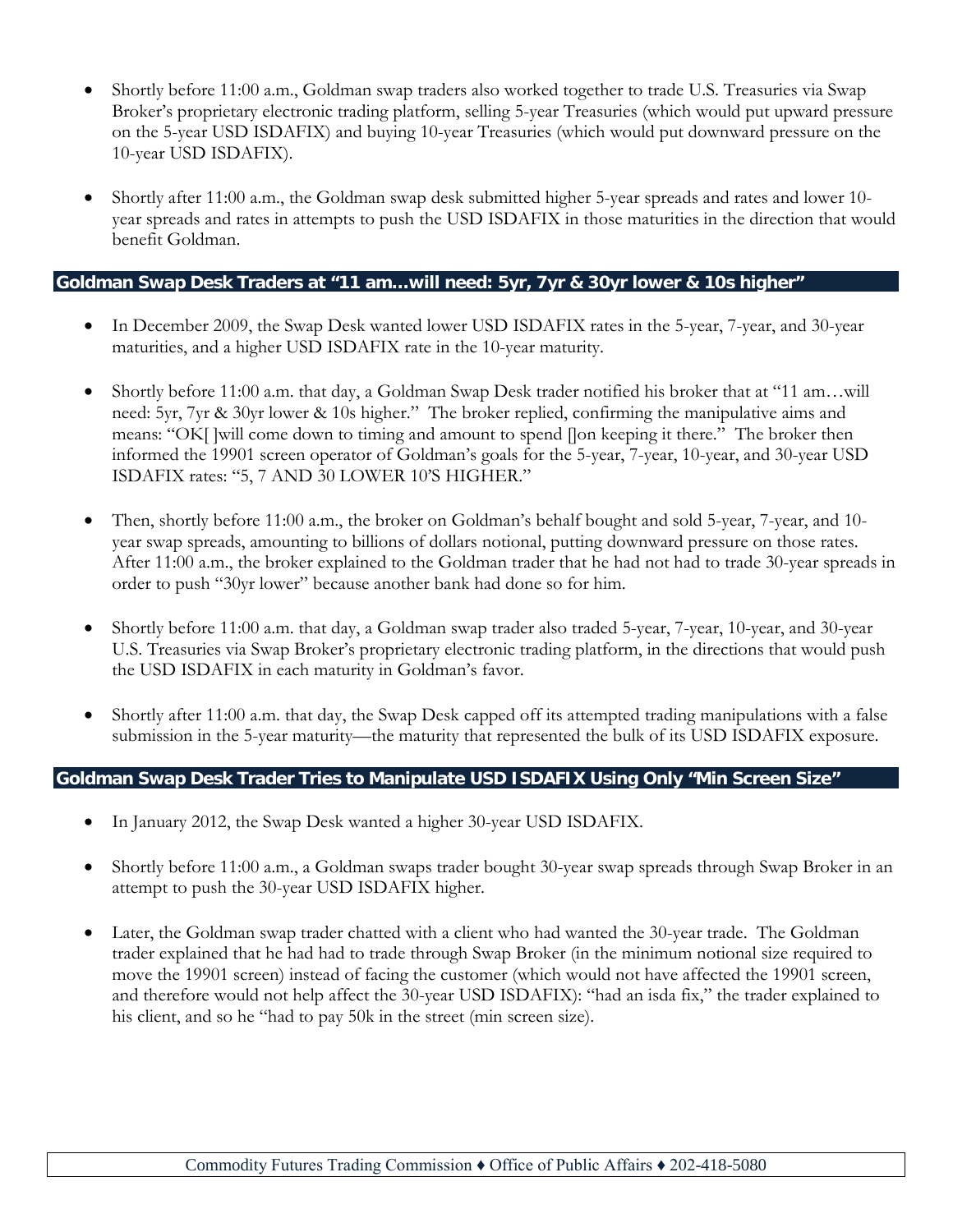- Shortly before 11:00 a.m., Goldman swap traders also worked together to trade U.S. Treasuries via Swap Broker's proprietary electronic trading platform, selling 5-year Treasuries (which would put upward pressure on the 5-year USD ISDAFIX) and buying 10-year Treasuries (which would put downward pressure on the 10-year USD ISDAFIX).

- Shortly after 11:00 a.m., the Goldman swap desk submitted higher 5-year spreads and rates and lower 10-year spreads and rates in attempts to push the USD ISDAFIX in those maturities in the direction that would benefit Goldman.

## Goldman Swap Desk Traders at "11 am…will need: 5yr, 7yr & 30yr lower & 10s higher"

- In December 2009, the Swap Desk wanted lower USD ISDAFIX rates in the 5-year, 7-year, and 30-year maturities, and a higher USD ISDAFIX rate in the 10-year maturity.

- Shortly before 11:00 a.m. that day, a Goldman Swap Desk trader notified his broker that at "11 am…will need: 5yr, 7yr & 30yr lower & 10s higher." The broker replied, confirming the manipulative aims and means: "OK[ ]will come down to timing and amount to spend []on keeping it there." The broker then informed the 19901 screen operator of Goldman's goals for the 5-year, 7-year, 10-year, and 30-year USD ISDAFIX rates: "5, 7 AND 30 LOWER 10'S HIGHER."

- Then, shortly before 11:00 a.m., the broker on Goldman's behalf bought and sold 5-year, 7-year, and 10-year swap spreads, amounting to billions of dollars notional, putting downward pressure on those rates. After 11:00 a.m., the broker explained to the Goldman trader that he had not had to trade 30-year spreads in order to push "30yr lower" because another bank had done so for him.

- Shortly before 11:00 a.m. that day, a Goldman swap trader also traded 5-year, 7-year, 10-year, and 30-year U.S. Treasuries via Swap Broker's proprietary electronic trading platform, in the directions that would push the USD ISDAFIX in each maturity in Goldman's favor.

- Shortly after 11:00 a.m. that day, the Swap Desk capped off its attempted trading manipulations with a false submission in the 5-year maturity—the maturity that represented the bulk of its USD ISDAFIX exposure.

## Goldman Swap Desk Trader Tries to Manipulate USD ISDAFIX Using Only "Min Screen Size"

- In January 2012, the Swap Desk wanted a higher 30-year USD ISDAFIX.

- Shortly before 11:00 a.m., a Goldman swaps trader bought 30-year swap spreads through Swap Broker in an attempt to push the 30-year USD ISDAFIX higher.

- Later, the Goldman swap trader chatted with a client who had wanted the 30-year trade. The Goldman trader explained that he had had to trade through Swap Broker (in the minimum notional size required to move the 19901 screen) instead of facing the customer (which would not have affected the 19901 screen, and therefore would not help affect the 30-year USD ISDAFIX): "had an isda fix," the trader explained to his client, and so he "had to pay 50k in the street (min screen size).